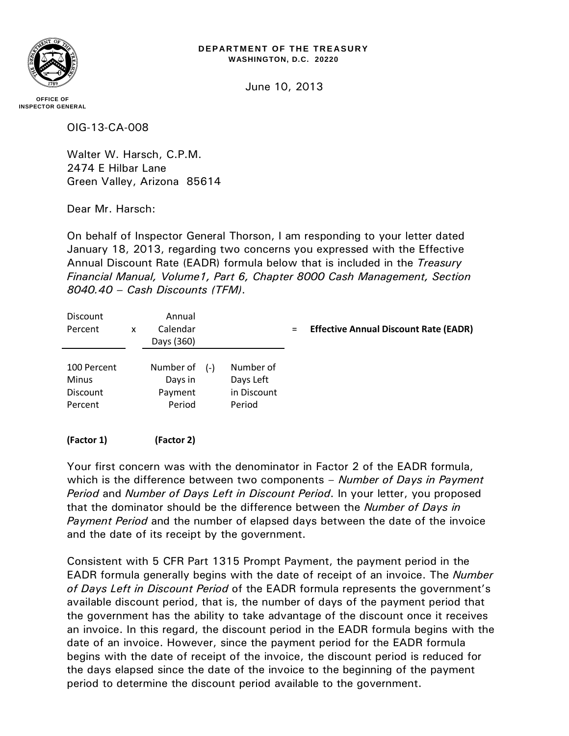**DEPARTMENT OF THE TREASURY**
**WASHINGTON, D.C. 20220**

**OFFICE OF INSPECTOR GENERAL**

June 10, 2013

OIG-13-CA-008

Walter W. Harsch, C.P.M.
2474 E Hilbar Lane
Green Valley, Arizona 85614

Dear Mr. Harsch:

On behalf of Inspector General Thorson, I am responding to your letter dated January 18, 2013, regarding two concerns you expressed with the Effective Annual Discount Rate (EADR) formula below that is included in the *Treasury Financial Manual, Volume1, Part 6, Chapter 8000 Cash Management, Section 8040.40 – Cash Discounts (TFM)*.

$$\frac{\text{Discount Percent}}{\text{100 Percent Minus Discount Percent}} \times \frac{\text{Annual Calendar Days (360)}}{\text{Number of Days in Payment Period} - \text{Number of Days Left in Discount Period}} = \textbf{Effective Annual Discount Rate (EADR)}$$

**(Factor 1)** **(Factor 2)**

Your first concern was with the denominator in Factor 2 of the EADR formula, which is the difference between two components – *Number of Days in Payment Period* and *Number of Days Left in Discount Period*. In your letter, you proposed that the dominator should be the difference between the *Number of Days in Payment Period* and the number of elapsed days between the date of the invoice and the date of its receipt by the government.

Consistent with 5 CFR Part 1315 Prompt Payment, the payment period in the EADR formula generally begins with the date of receipt of an invoice. The *Number of Days Left in Discount Period* of the EADR formula represents the government's available discount period, that is, the number of days of the payment period that the government has the ability to take advantage of the discount once it receives an invoice. In this regard, the discount period in the EADR formula begins with the date of an invoice. However, since the payment period for the EADR formula begins with the date of receipt of the invoice, the discount period is reduced for the days elapsed since the date of the invoice to the beginning of the payment period to determine the discount period available to the government.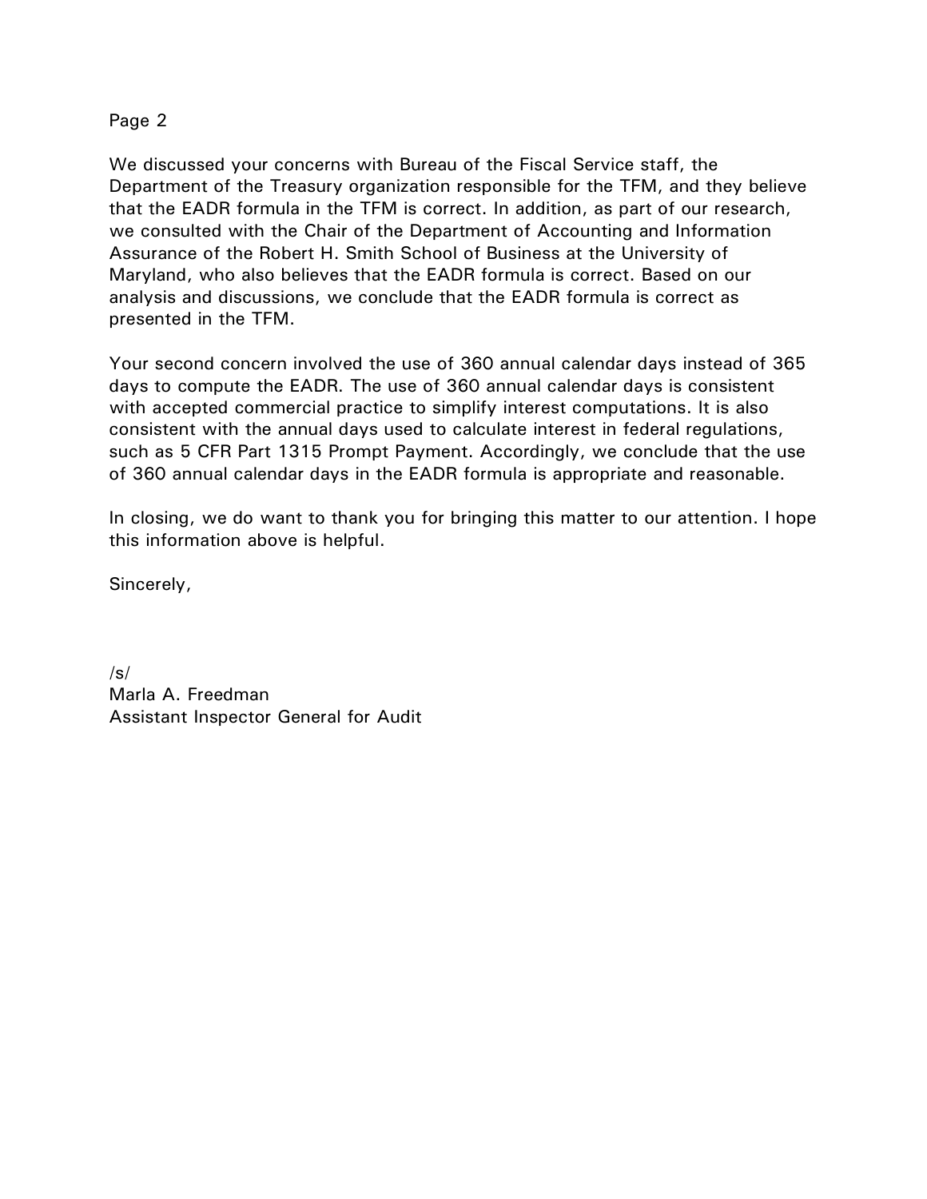We discussed your concerns with Bureau of the Fiscal Service staff, the Department of the Treasury organization responsible for the TFM, and they believe that the EADR formula in the TFM is correct. In addition, as part of our research, we consulted with the Chair of the Department of Accounting and Information Assurance of the Robert H. Smith School of Business at the University of Maryland, who also believes that the EADR formula is correct. Based on our analysis and discussions, we conclude that the EADR formula is correct as presented in the TFM.

Your second concern involved the use of 360 annual calendar days instead of 365 days to compute the EADR. The use of 360 annual calendar days is consistent with accepted commercial practice to simplify interest computations. It is also consistent with the annual days used to calculate interest in federal regulations, such as 5 CFR Part 1315 Prompt Payment. Accordingly, we conclude that the use of 360 annual calendar days in the EADR formula is appropriate and reasonable.

In closing, we do want to thank you for bringing this matter to our attention. I hope this information above is helpful.

Sincerely,

/s/  
Marla A. Freedman  
Assistant Inspector General for Audit